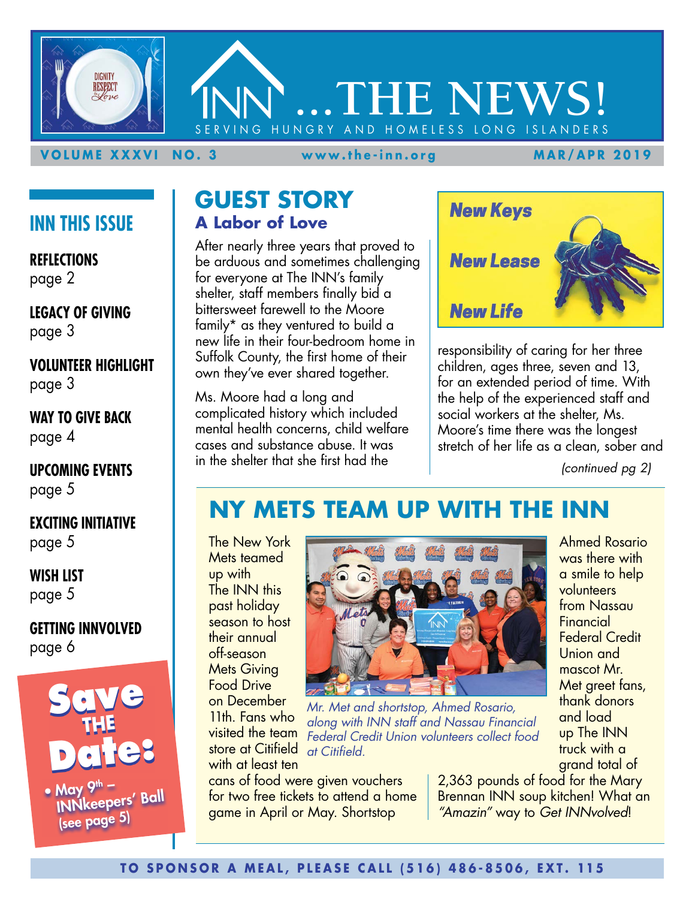# INN ...THE NEWS!

SERVING HUNGRY AND HOMELESS LONG ISLANDERS

VOLUME XXXVI NO. 3 www.the-inn.org MAR/APR 2019

## INN THIS ISSUE

**REFLECTIONS**
page 2

**LEGACY OF GIVING**
page 3

**VOLUNTEER HIGHLIGHT**
page 3

**WAY TO GIVE BACK**
page 4

**UPCOMING EVENTS**
page 5

**EXCITING INITIATIVE**
page 5

**WISH LIST**
page 5

**GETTING INNVOLVED**
page 6

**Save THE Date:**

- May 9th – INNkeepers' Ball (see page 5)

## GUEST STORY

### A Labor of Love

After nearly three years that proved to be arduous and sometimes challenging for everyone at The INN's family shelter, staff members finally bid a bittersweet farewell to the Moore family* as they ventured to build a new life in their four-bedroom home in Suffolk County, the first home of their own they've ever shared together.

Ms. Moore had a long and complicated history which included mental health concerns, child welfare cases and substance abuse. It was in the shelter that she first had the responsibility of caring for her three children, ages three, seven and 13, for an extended period of time. With the help of the experienced staff and social workers at the shelter, Ms. Moore's time there was the longest stretch of her life as a clean, sober and

*(continued pg 2)*

**New Keys**

**New Lease**

**New Life**

## NY METS TEAM UP WITH THE INN

The New York Mets teamed up with The INN this past holiday season to host their annual off-season Mets Giving Food Drive on December 11th. Fans who visited the team store at Citifield with at least ten cans of food were given vouchers for two free tickets to attend a home game in April or May. Shortstop Ahmed Rosario was there with a smile to help volunteers from Nassau Financial Federal Credit Union and mascot Mr. Met greet fans, thank donors and load up The INN truck with a grand total of 2,363 pounds of food for the Mary Brennan INN soup kitchen! What an *"Amazin"* way to *Get INNvolved*!

*Mr. Met and shortstop, Ahmed Rosario, along with INN staff and Nassau Financial Federal Credit Union volunteers collect food at Citifield.*

TO SPONSOR A MEAL, PLEASE CALL (516) 486-8506, EXT. 115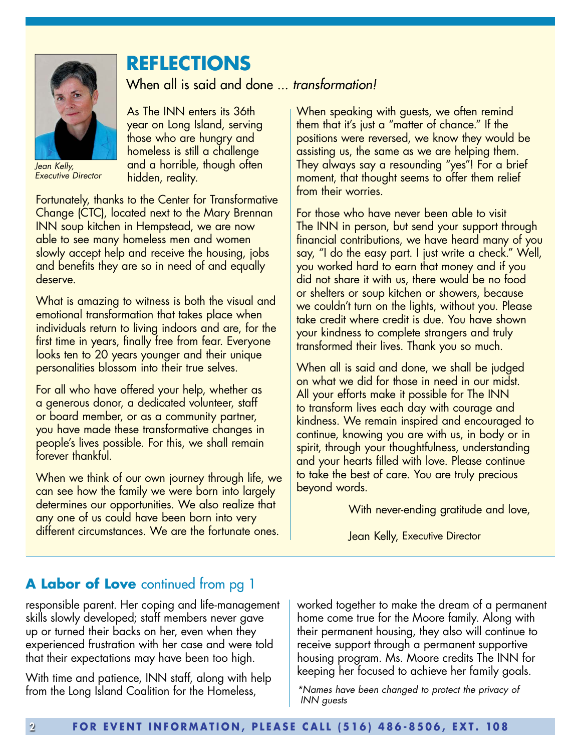# REFLECTIONS

When all is said and done ... *transformation!*

*Jean Kelly, Executive Director*

As The INN enters its 36th year on Long Island, serving those who are hungry and homeless is still a challenge and a horrible, though often hidden, reality.

Fortunately, thanks to the Center for Transformative Change (CTC), located next to the Mary Brennan INN soup kitchen in Hempstead, we are now able to see many homeless men and women slowly accept help and receive the housing, jobs and benefits they are so in need of and equally deserve.

What is amazing to witness is both the visual and emotional transformation that takes place when individuals return to living indoors and are, for the first time in years, finally free from fear. Everyone looks ten to 20 years younger and their unique personalities blossom into their true selves.

For all who have offered your help, whether as a generous donor, a dedicated volunteer, staff or board member, or as a community partner, you have made these transformative changes in people's lives possible. For this, we shall remain forever thankful.

When we think of our own journey through life, we can see how the family we were born into largely determines our opportunities. We also realize that any one of us could have been born into very different circumstances. We are the fortunate ones.

When speaking with guests, we often remind them that it's just a "matter of chance." If the positions were reversed, we know they would be assisting us, the same as we are helping them. They always say a resounding "yes"! For a brief moment, that thought seems to offer them relief from their worries.

For those who have never been able to visit The INN in person, but send your support through financial contributions, we have heard many of you say, "I do the easy part. I just write a check." Well, you worked hard to earn that money and if you did not share it with us, there would be no food or shelters or soup kitchen or showers, because we couldn't turn on the lights, without you. Please take credit where credit is due. You have shown your kindness to complete strangers and truly transformed their lives. Thank you so much.

When all is said and done, we shall be judged on what we did for those in need in our midst. All your efforts make it possible for The INN to transform lives each day with courage and kindness. We remain inspired and encouraged to continue, knowing you are with us, in body or in spirit, through your thoughtfulness, understanding and your hearts filled with love. Please continue to take the best of care. You are truly precious beyond words.

With never-ending gratitude and love,

Jean Kelly, Executive Director

## **A Labor of Love** continued from pg 1

responsible parent. Her coping and life-management skills slowly developed; staff members never gave up or turned their backs on her, even when they experienced frustration with her case and were told that their expectations may have been too high.

With time and patience, INN staff, along with help from the Long Island Coalition for the Homeless, worked together to make the dream of a permanent home come true for the Moore family. Along with their permanent housing, they also will continue to receive support through a permanent supportive housing program. Ms. Moore credits The INN for keeping her focused to achieve her family goals.

*\*Names have been changed to protect the privacy of INN guests*

**FOR EVENT INFORMATION, PLEASE CALL (516) 486-8506, EXT. 108**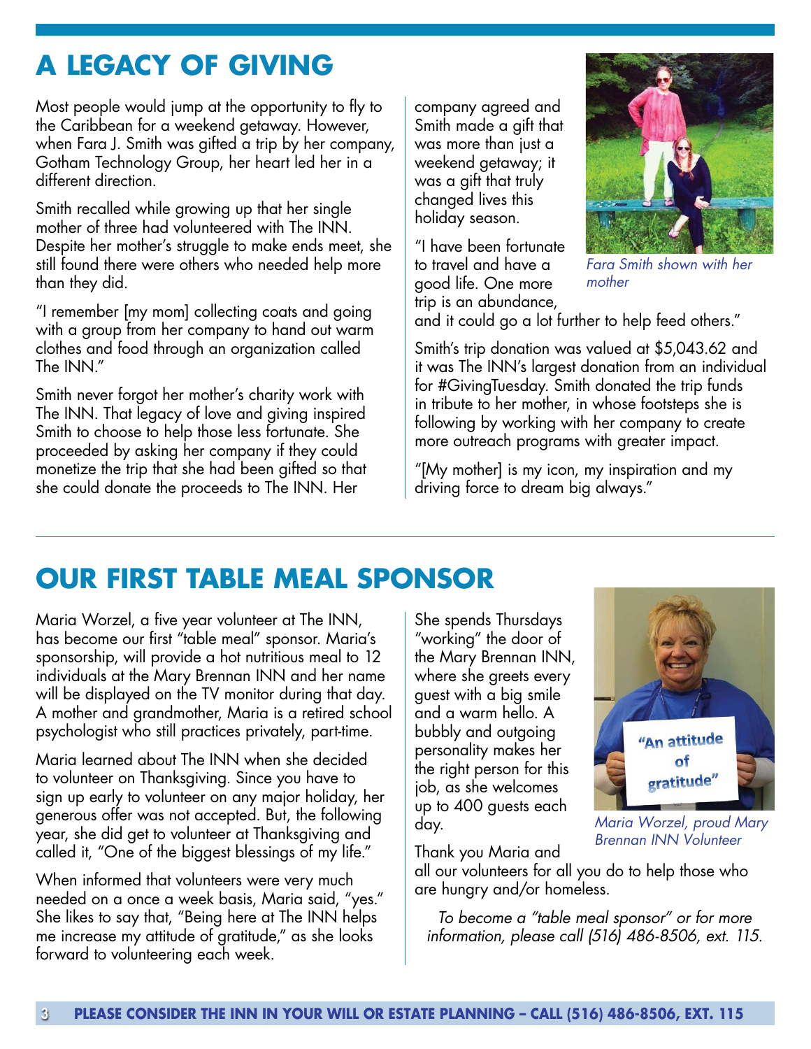# A LEGACY OF GIVING

Most people would jump at the opportunity to fly to the Caribbean for a weekend getaway. However, when Fara J. Smith was gifted a trip by her company, Gotham Technology Group, her heart led her in a different direction.

Smith recalled while growing up that her single mother of three had volunteered with The INN. Despite her mother's struggle to make ends meet, she still found there were others who needed help more than they did.

"I remember [my mom] collecting coats and going with a group from her company to hand out warm clothes and food through an organization called The INN."

Smith never forgot her mother's charity work with The INN. That legacy of love and giving inspired Smith to choose to help those less fortunate. She proceeded by asking her company if they could monetize the trip that she had been gifted so that she could donate the proceeds to The INN. Her company agreed and Smith made a gift that was more than just a weekend getaway; it was a gift that truly changed lives this holiday season.

*Fara Smith shown with her mother*

"I have been fortunate to travel and have a good life. One more trip is an abundance, and it could go a lot further to help feed others."

Smith's trip donation was valued at $5,043.62 and it was The INN's largest donation from an individual for #GivingTuesday. Smith donated the trip funds in tribute to her mother, in whose footsteps she is following by working with her company to create more outreach programs with greater impact.

"[My mother] is my icon, my inspiration and my driving force to dream big always."

# OUR FIRST TABLE MEAL SPONSOR

Maria Worzel, a five year volunteer at The INN, has become our first "table meal" sponsor. Maria's sponsorship, will provide a hot nutritious meal to 12 individuals at the Mary Brennan INN and her name will be displayed on the TV monitor during that day. A mother and grandmother, Maria is a retired school psychologist who still practices privately, part-time.

Maria learned about The INN when she decided to volunteer on Thanksgiving. Since you have to sign up early to volunteer on any major holiday, her generous offer was not accepted. But, the following year, she did get to volunteer at Thanksgiving and called it, "One of the biggest blessings of my life."

When informed that volunteers were very much needed on a once a week basis, Maria said, "yes." She likes to say that, "Being here at The INN helps me increase my attitude of gratitude," as she looks forward to volunteering each week.

She spends Thursdays "working" the door of the Mary Brennan INN, where she greets every guest with a big smile and a warm hello. A bubbly and outgoing personality makes her the right person for this job, as she welcomes up to 400 guests each day.

*Maria Worzel, proud Mary Brennan INN Volunteer*

Thank you Maria and all our volunteers for all you do to help those who are hungry and/or homeless.

*To become a "table meal sponsor" or for more information, please call (516) 486-8506, ext. 115.*

**PLEASE CONSIDER THE INN IN YOUR WILL OR ESTATE PLANNING – CALL (516) 486-8506, EXT. 115**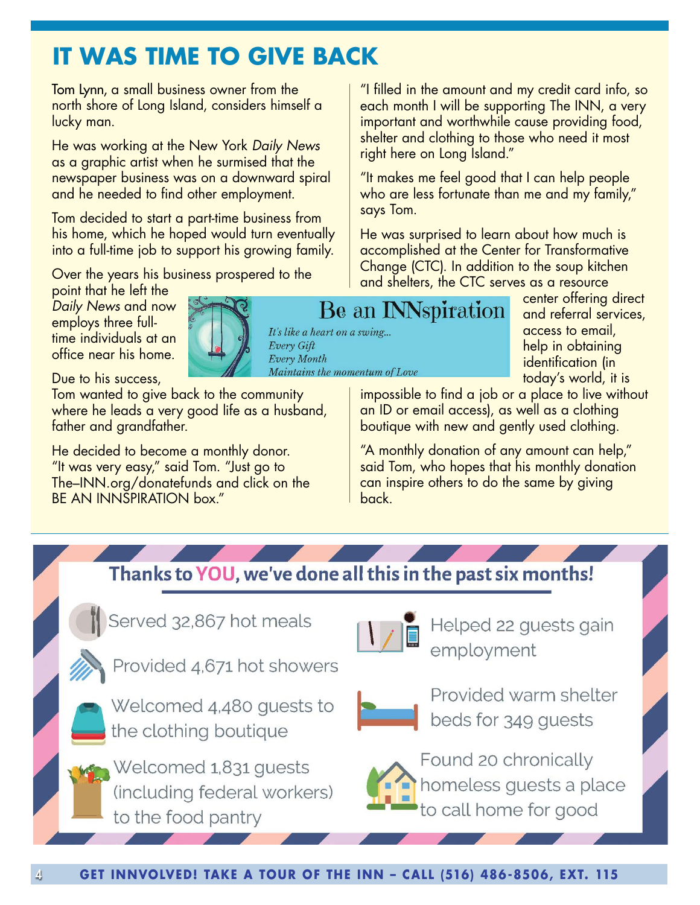# IT WAS TIME TO GIVE BACK

Tom Lynn, a small business owner from the north shore of Long Island, considers himself a lucky man.

He was working at the New York *Daily News* as a graphic artist when he surmised that the newspaper business was on a downward spiral and he needed to find other employment.

Tom decided to start a part-time business from his home, which he hoped would turn eventually into a full-time job to support his growing family.

Over the years his business prospered to the point that he left the *Daily News* and now employs three full-time individuals at an office near his home.

Due to his success, Tom wanted to give back to the community where he leads a very good life as a husband, father and grandfather.

He decided to become a monthly donor. "It was very easy," said Tom. "Just go to The–INN.org/donatefunds and click on the BE AN INNSPIRATION box."

**Be an INNspiration**

*It's like a heart on a swing...*
*Every Gift*
*Every Month*
*Maintains the momentum of Love*

"I filled in the amount and my credit card info, so each month I will be supporting The INN, a very important and worthwhile cause providing food, shelter and clothing to those who need it most right here on Long Island."

"It makes me feel good that I can help people who are less fortunate than me and my family," says Tom.

He was surprised to learn about how much is accomplished at the Center for Transformative Change (CTC). In addition to the soup kitchen and shelters, the CTC serves as a resource center offering direct and referral services, access to email, help in obtaining identification (in today's world, it is impossible to find a job or a place to live without an ID or email access), as well as a clothing boutique with new and gently used clothing.

"A monthly donation of any amount can help," said Tom, who hopes that his monthly donation can inspire others to do the same by giving back.

## Thanks to YOU, we've done all this in the past six months!

- Served 32,867 hot meals
- Provided 4,671 hot showers
- Welcomed 4,480 guests to the clothing boutique
- Welcomed 1,831 guests (including federal workers) to the food pantry
- Helped 22 guests gain employment
- Provided warm shelter beds for 349 guests
- Found 20 chronically homeless guests a place to call home for good

**GET INNVOLVED! TAKE A TOUR OF THE INN – CALL (516) 486-8506, EXT. 115**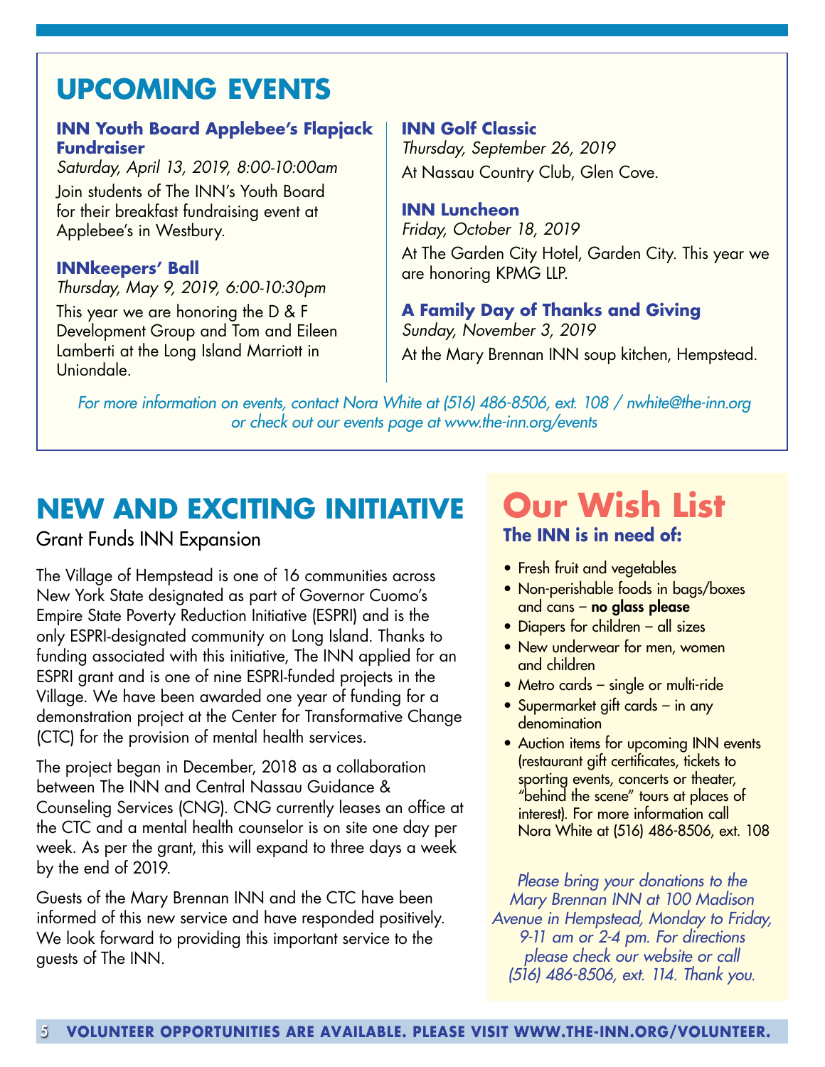## UPCOMING EVENTS

**INN Youth Board Applebee's Flapjack Fundraiser**
*Saturday, April 13, 2019, 8:00-10:00am*
Join students of The INN's Youth Board for their breakfast fundraising event at Applebee's in Westbury.

**INNkeepers' Ball**
*Thursday, May 9, 2019, 6:00-10:30pm*
This year we are honoring the D & F Development Group and Tom and Eileen Lamberti at the Long Island Marriott in Uniondale.

**INN Golf Classic**
*Thursday, September 26, 2019*
At Nassau Country Club, Glen Cove.

**INN Luncheon**
*Friday, October 18, 2019*
At The Garden City Hotel, Garden City. This year we are honoring KPMG LLP.

**A Family Day of Thanks and Giving**
*Sunday, November 3, 2019*
At the Mary Brennan INN soup kitchen, Hempstead.

*For more information on events, contact Nora White at (516) 486-8506, ext. 108 / nwhite@the-inn.org or check out our events page at www.the-inn.org/events*

## NEW AND EXCITING INITIATIVE

Grant Funds INN Expansion

The Village of Hempstead is one of 16 communities across New York State designated as part of Governor Cuomo's Empire State Poverty Reduction Initiative (ESPRI) and is the only ESPRI-designated community on Long Island. Thanks to funding associated with this initiative, The INN applied for an ESPRI grant and is one of nine ESPRI-funded projects in the Village. We have been awarded one year of funding for a demonstration project at the Center for Transformative Change (CTC) for the provision of mental health services.

The project began in December, 2018 as a collaboration between The INN and Central Nassau Guidance & Counseling Services (CNG). CNG currently leases an office at the CTC and a mental health counselor is on site one day per week. As per the grant, this will expand to three days a week by the end of 2019.

Guests of the Mary Brennan INN and the CTC have been informed of this new service and have responded positively. We look forward to providing this important service to the guests of The INN.

## Our Wish List

**The INN is in need of:**

- Fresh fruit and vegetables
- Non-perishable foods in bags/boxes and cans – **no glass please**
- Diapers for children – all sizes
- New underwear for men, women and children
- Metro cards – single or multi-ride
- Supermarket gift cards – in any denomination
- Auction items for upcoming INN events (restaurant gift certificates, tickets to sporting events, concerts or theater, "behind the scene" tours at places of interest). For more information call Nora White at (516) 486-8506, ext. 108

*Please bring your donations to the Mary Brennan INN at 100 Madison Avenue in Hempstead, Monday to Friday, 9-11 am or 2-4 pm. For directions please check our website or call (516) 486-8506, ext. 114. Thank you.*

**VOLUNTEER OPPORTUNITIES ARE AVAILABLE. PLEASE VISIT WWW.THE-INN.ORG/VOLUNTEER.**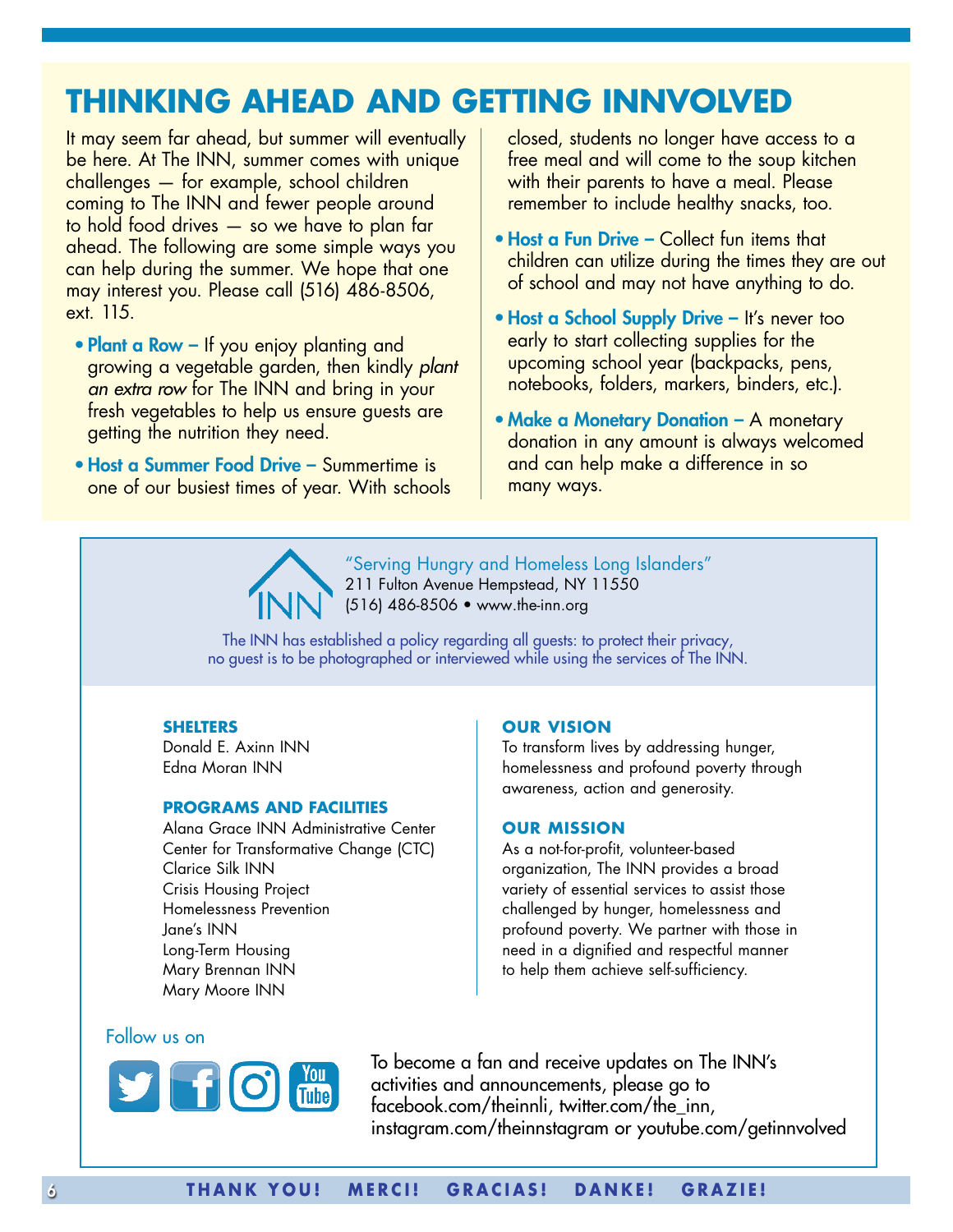# THINKING AHEAD AND GETTING INNVOLVED

It may seem far ahead, but summer will eventually be here. At The INN, summer comes with unique challenges — for example, school children coming to The INN and fewer people around to hold food drives — so we have to plan far ahead. The following are some simple ways you can help during the summer. We hope that one may interest you. Please call (516) 486-8506, ext. 115.

- **Plant a Row –** If you enjoy planting and growing a vegetable garden, then kindly *plant an extra row* for The INN and bring in your fresh vegetables to help us ensure guests are getting the nutrition they need.
- **Host a Summer Food Drive –** Summertime is one of our busiest times of year. With schools closed, students no longer have access to a free meal and will come to the soup kitchen with their parents to have a meal. Please remember to include healthy snacks, too.
- **Host a Fun Drive –** Collect fun items that children can utilize during the times they are out of school and may not have anything to do.
- **Host a School Supply Drive –** It's never too early to start collecting supplies for the upcoming school year (backpacks, pens, notebooks, folders, markers, binders, etc.).
- **Make a Monetary Donation –** A monetary donation in any amount is always welcomed and can help make a difference in so many ways.

INN

"Serving Hungry and Homeless Long Islanders"
211 Fulton Avenue Hempstead, NY 11550
(516) 486-8506 • www.the-inn.org

The INN has established a policy regarding all guests: to protect their privacy, no guest is to be photographed or interviewed while using the services of The INN.

**SHELTERS**

Donald E. Axinn INN
Edna Moran INN

**PROGRAMS AND FACILITIES**

Alana Grace INN Administrative Center
Center for Transformative Change (CTC)
Clarice Silk INN
Crisis Housing Project
Homelessness Prevention
Jane's INN
Long-Term Housing
Mary Brennan INN
Mary Moore INN

**OUR VISION**

To transform lives by addressing hunger, homelessness and profound poverty through awareness, action and generosity.

**OUR MISSION**

As a not-for-profit, volunteer-based organization, The INN provides a broad variety of essential services to assist those challenged by hunger, homelessness and profound poverty. We partner with those in need in a dignified and respectful manner to help them achieve self-sufficiency.

Follow us on

To become a fan and receive updates on The INN's activities and announcements, please go to facebook.com/theinnli, twitter.com/the_inn, instagram.com/theinnstagram or youtube.com/getinnvolved

**THANK YOU! MERCI! GRACIAS! DANKE! GRAZIE!**